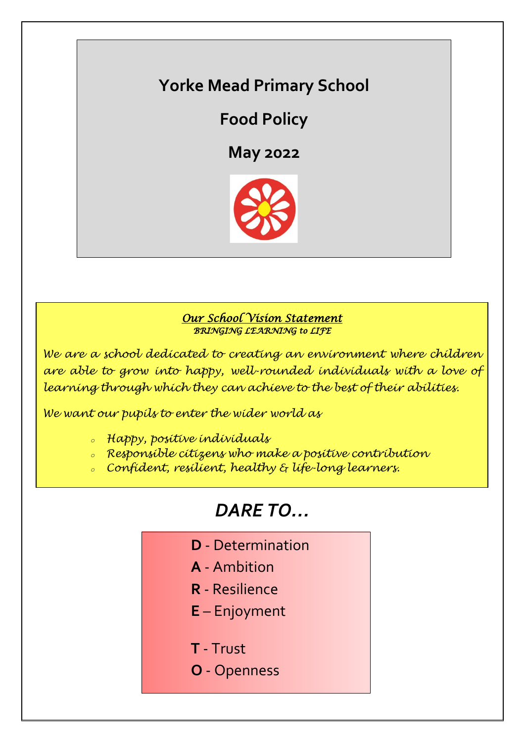# Yorke Mead Primary School

# Food Policy

# May 2022

***Our School Vision Statement***

*BRINGING LEARNING to LIFE*

*We are a school dedicated to creating an environment where children are able to grow into happy, well-rounded individuals with a love of learning through which they can achieve to the best of their abilities.*

*We want our pupils to enter the wider world as*

- *Happy, positive individuals*
- *Responsible citizens who make a positive contribution*
- *Confident, resilient, healthy & life-long learners.*

## *DARE TO…*

**D** - Determination

**A** - Ambition

**R** - Resilience

**E** – Enjoyment

**T** - Trust

**O** - Openness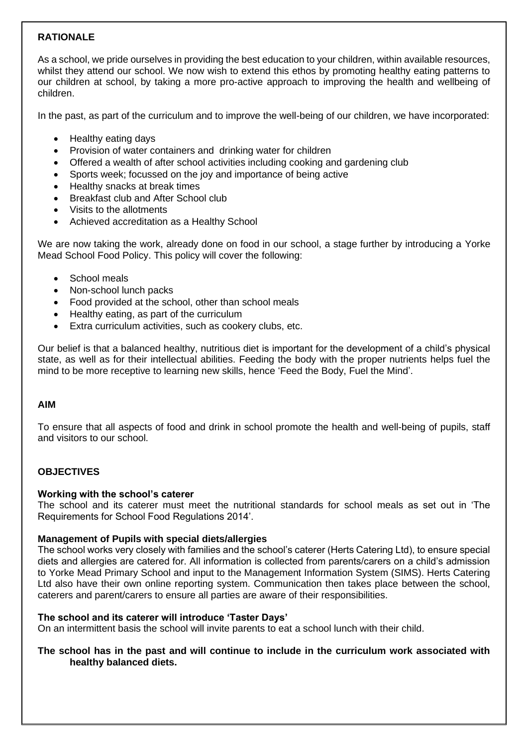## RATIONALE

As a school, we pride ourselves in providing the best education to your children, within available resources, whilst they attend our school. We now wish to extend this ethos by promoting healthy eating patterns to our children at school, by taking a more pro-active approach to improving the health and wellbeing of children.

In the past, as part of the curriculum and to improve the well-being of our children, we have incorporated:

- Healthy eating days
- Provision of water containers and drinking water for children
- Offered a wealth of after school activities including cooking and gardening club
- Sports week; focussed on the joy and importance of being active
- Healthy snacks at break times
- Breakfast club and After School club
- Visits to the allotments
- Achieved accreditation as a Healthy School

We are now taking the work, already done on food in our school, a stage further by introducing a Yorke Mead School Food Policy. This policy will cover the following:

- School meals
- Non-school lunch packs
- Food provided at the school, other than school meals
- Healthy eating, as part of the curriculum
- Extra curriculum activities, such as cookery clubs, etc.

Our belief is that a balanced healthy, nutritious diet is important for the development of a child's physical state, as well as for their intellectual abilities. Feeding the body with the proper nutrients helps fuel the mind to be more receptive to learning new skills, hence 'Feed the Body, Fuel the Mind'.

## AIM

To ensure that all aspects of food and drink in school promote the health and well-being of pupils, staff and visitors to our school.

## OBJECTIVES

### Working with the school's caterer

The school and its caterer must meet the nutritional standards for school meals as set out in 'The Requirements for School Food Regulations 2014'.

### Management of Pupils with special diets/allergies

The school works very closely with families and the school's caterer (Herts Catering Ltd), to ensure special diets and allergies are catered for. All information is collected from parents/carers on a child's admission to Yorke Mead Primary School and input to the Management Information System (SIMS). Herts Catering Ltd also have their own online reporting system. Communication then takes place between the school, caterers and parent/carers to ensure all parties are aware of their responsibilities.

### The school and its caterer will introduce 'Taster Days'

On an intermittent basis the school will invite parents to eat a school lunch with their child.

**The school has in the past and will continue to include in the curriculum work associated with healthy balanced diets.**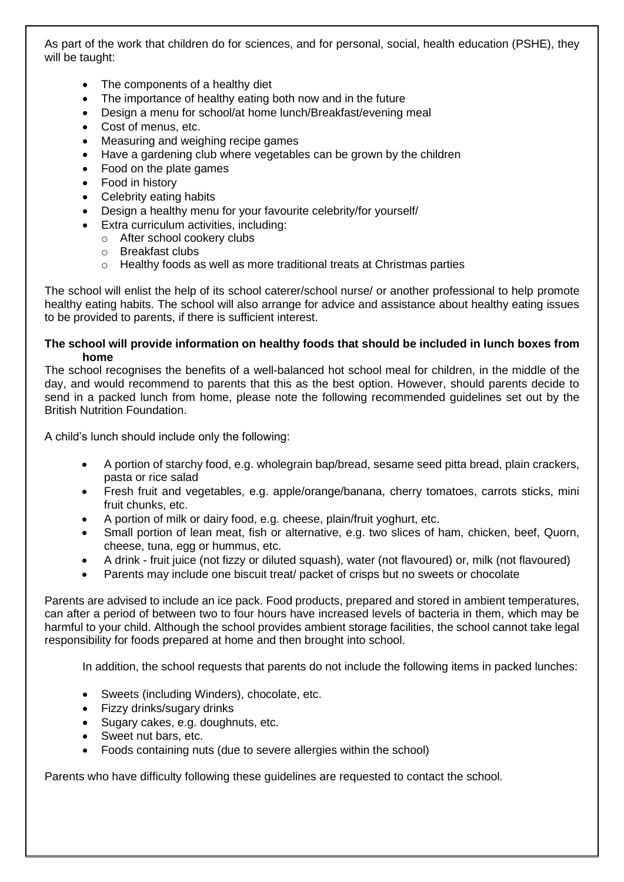As part of the work that children do for sciences, and for personal, social, health education (PSHE), they will be taught:

- The components of a healthy diet
- The importance of healthy eating both now and in the future
- Design a menu for school/at home lunch/Breakfast/evening meal
- Cost of menus, etc.
- Measuring and weighing recipe games
- Have a gardening club where vegetables can be grown by the children
- Food on the plate games
- Food in history
- Celebrity eating habits
- Design a healthy menu for your favourite celebrity/for yourself/
- Extra curriculum activities, including:
  - After school cookery clubs
  - Breakfast clubs
  - Healthy foods as well as more traditional treats at Christmas parties

The school will enlist the help of its school caterer/school nurse/ or another professional to help promote healthy eating habits. The school will also arrange for advice and assistance about healthy eating issues to be provided to parents, if there is sufficient interest.

**The school will provide information on healthy foods that should be included in lunch boxes from home**

The school recognises the benefits of a well-balanced hot school meal for children, in the middle of the day, and would recommend to parents that this as the best option. However, should parents decide to send in a packed lunch from home, please note the following recommended guidelines set out by the British Nutrition Foundation.

A child's lunch should include only the following:

- A portion of starchy food, e.g. wholegrain bap/bread, sesame seed pitta bread, plain crackers, pasta or rice salad
- Fresh fruit and vegetables, e.g. apple/orange/banana, cherry tomatoes, carrots sticks, mini fruit chunks, etc.
- A portion of milk or dairy food, e.g. cheese, plain/fruit yoghurt, etc.
- Small portion of lean meat, fish or alternative, e.g. two slices of ham, chicken, beef, Quorn, cheese, tuna, egg or hummus, etc.
- A drink - fruit juice (not fizzy or diluted squash), water (not flavoured) or, milk (not flavoured)
- Parents may include one biscuit treat/ packet of crisps but no sweets or chocolate

Parents are advised to include an ice pack. Food products, prepared and stored in ambient temperatures, can after a period of between two to four hours have increased levels of bacteria in them, which may be harmful to your child. Although the school provides ambient storage facilities, the school cannot take legal responsibility for foods prepared at home and then brought into school.

In addition, the school requests that parents do not include the following items in packed lunches:

- Sweets (including Winders), chocolate, etc.
- Fizzy drinks/sugary drinks
- Sugary cakes, e.g. doughnuts, etc.
- Sweet nut bars, etc.
- Foods containing nuts (due to severe allergies within the school)

Parents who have difficulty following these guidelines are requested to contact the school.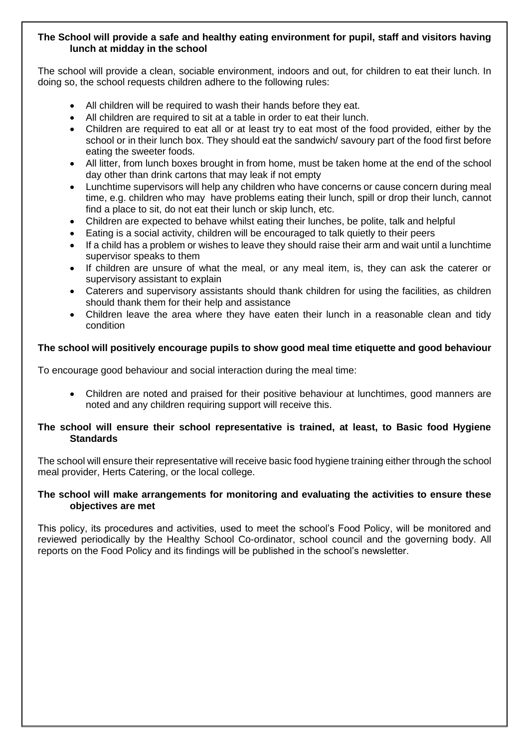**The School will provide a safe and healthy eating environment for pupil, staff and visitors having lunch at midday in the school**

The school will provide a clean, sociable environment, indoors and out, for children to eat their lunch. In doing so, the school requests children adhere to the following rules:

- All children will be required to wash their hands before they eat.
- All children are required to sit at a table in order to eat their lunch.
- Children are required to eat all or at least try to eat most of the food provided, either by the school or in their lunch box. They should eat the sandwich/ savoury part of the food first before eating the sweeter foods.
- All litter, from lunch boxes brought in from home, must be taken home at the end of the school day other than drink cartons that may leak if not empty
- Lunchtime supervisors will help any children who have concerns or cause concern during meal time, e.g. children who may have problems eating their lunch, spill or drop their lunch, cannot find a place to sit, do not eat their lunch or skip lunch, etc.
- Children are expected to behave whilst eating their lunches, be polite, talk and helpful
- Eating is a social activity, children will be encouraged to talk quietly to their peers
- If a child has a problem or wishes to leave they should raise their arm and wait until a lunchtime supervisor speaks to them
- If children are unsure of what the meal, or any meal item, is, they can ask the caterer or supervisory assistant to explain
- Caterers and supervisory assistants should thank children for using the facilities, as children should thank them for their help and assistance
- Children leave the area where they have eaten their lunch in a reasonable clean and tidy condition

**The school will positively encourage pupils to show good meal time etiquette and good behaviour**

To encourage good behaviour and social interaction during the meal time:

- Children are noted and praised for their positive behaviour at lunchtimes, good manners are noted and any children requiring support will receive this.

**The school will ensure their school representative is trained, at least, to Basic food Hygiene Standards**

The school will ensure their representative will receive basic food hygiene training either through the school meal provider, Herts Catering, or the local college.

**The school will make arrangements for monitoring and evaluating the activities to ensure these objectives are met**

This policy, its procedures and activities, used to meet the school's Food Policy, will be monitored and reviewed periodically by the Healthy School Co-ordinator, school council and the governing body. All reports on the Food Policy and its findings will be published in the school's newsletter.